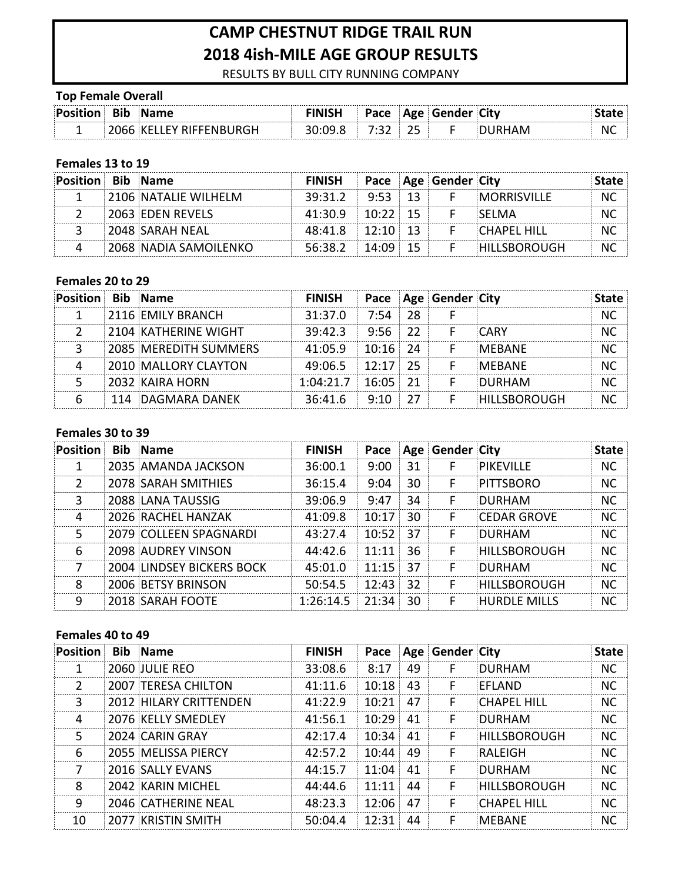# CAMP CHESTNUT RIDGE TRAIL RUN
## 2018 4ish-MILE AGE GROUP RESULTS
RESULTS BY BULL CITY RUNNING COMPANY

### Top Female Overall

| Position | Bib | Name | FINISH | Pace | Age | Gender | City | State |
|---|---|---|---|---|---|---|---|---|
| 1 | 2066 | KELLEY RIFFENBURGH | 30:09.8 | 7:32 | 25 | F | DURHAM | NC |

### Females 13 to 19

| Position | Bib | Name | FINISH | Pace | Age | Gender | City | State |
|---|---|---|---|---|---|---|---|---|
| 1 | 2106 | NATALIE WILHELM | 39:31.2 | 9:53 | 13 | F | MORRISVILLE | NC |
| 2 | 2063 | EDEN REVELS | 41:30.9 | 10:22 | 15 | F | SELMA | NC |
| 3 | 2048 | SARAH NEAL | 48:41.8 | 12:10 | 13 | F | CHAPEL HILL | NC |
| 4 | 2068 | NADIA SAMOILENKO | 56:38.2 | 14:09 | 15 | F | HILLSBOROUGH | NC |

### Females 20 to 29

| Position | Bib | Name | FINISH | Pace | Age | Gender | City | State |
|---|---|---|---|---|---|---|---|---|
| 1 | 2116 | EMILY BRANCH | 31:37.0 | 7:54 | 28 | F | | NC |
| 2 | 2104 | KATHERINE WIGHT | 39:42.3 | 9:56 | 22 | F | CARY | NC |
| 3 | 2085 | MEREDITH SUMMERS | 41:05.9 | 10:16 | 24 | F | MEBANE | NC |
| 4 | 2010 | MALLORY CLAYTON | 49:06.5 | 12:17 | 25 | F | MEBANE | NC |
| 5 | 2032 | KAIRA HORN | 1:04:21.7 | 16:05 | 21 | F | DURHAM | NC |
| 6 | 114 | DAGMARA DANEK | 36:41.6 | 9:10 | 27 | F | HILLSBOROUGH | NC |

### Females 30 to 39

| Position | Bib | Name | FINISH | Pace | Age | Gender | City | State |
|---|---|---|---|---|---|---|---|---|
| 1 | 2035 | AMANDA JACKSON | 36:00.1 | 9:00 | 31 | F | PIKEVILLE | NC |
| 2 | 2078 | SARAH SMITHIES | 36:15.4 | 9:04 | 30 | F | PITTSBORO | NC |
| 3 | 2088 | LANA TAUSSIG | 39:06.9 | 9:47 | 34 | F | DURHAM | NC |
| 4 | 2026 | RACHEL HANZAK | 41:09.8 | 10:17 | 30 | F | CEDAR GROVE | NC |
| 5 | 2079 | COLLEEN SPAGNARDI | 43:27.4 | 10:52 | 37 | F | DURHAM | NC |
| 6 | 2098 | AUDREY VINSON | 44:42.6 | 11:11 | 36 | F | HILLSBOROUGH | NC |
| 7 | 2004 | LINDSEY BICKERS BOCK | 45:01.0 | 11:15 | 37 | F | DURHAM | NC |
| 8 | 2006 | BETSY BRINSON | 50:54.5 | 12:43 | 32 | F | HILLSBOROUGH | NC |
| 9 | 2018 | SARAH FOOTE | 1:26:14.5 | 21:34 | 30 | F | HURDLE MILLS | NC |

### Females 40 to 49

| Position | Bib | Name | FINISH | Pace | Age | Gender | City | State |
|---|---|---|---|---|---|---|---|---|
| 1 | 2060 | JULIE REO | 33:08.6 | 8:17 | 49 | F | DURHAM | NC |
| 2 | 2007 | TERESA CHILTON | 41:11.6 | 10:18 | 43 | F | EFLAND | NC |
| 3 | 2012 | HILARY CRITTENDEN | 41:22.9 | 10:21 | 47 | F | CHAPEL HILL | NC |
| 4 | 2076 | KELLY SMEDLEY | 41:56.1 | 10:29 | 41 | F | DURHAM | NC |
| 5 | 2024 | CARIN GRAY | 42:17.4 | 10:34 | 41 | F | HILLSBOROUGH | NC |
| 6 | 2055 | MELISSA PIERCY | 42:57.2 | 10:44 | 49 | F | RALEIGH | NC |
| 7 | 2016 | SALLY EVANS | 44:15.7 | 11:04 | 41 | F | DURHAM | NC |
| 8 | 2042 | KARIN MICHEL | 44:44.6 | 11:11 | 44 | F | HILLSBOROUGH | NC |
| 9 | 2046 | CATHERINE NEAL | 48:23.3 | 12:06 | 47 | F | CHAPEL HILL | NC |
| 10 | 2077 | KRISTIN SMITH | 50:04.4 | 12:31 | 44 | F | MEBANE | NC |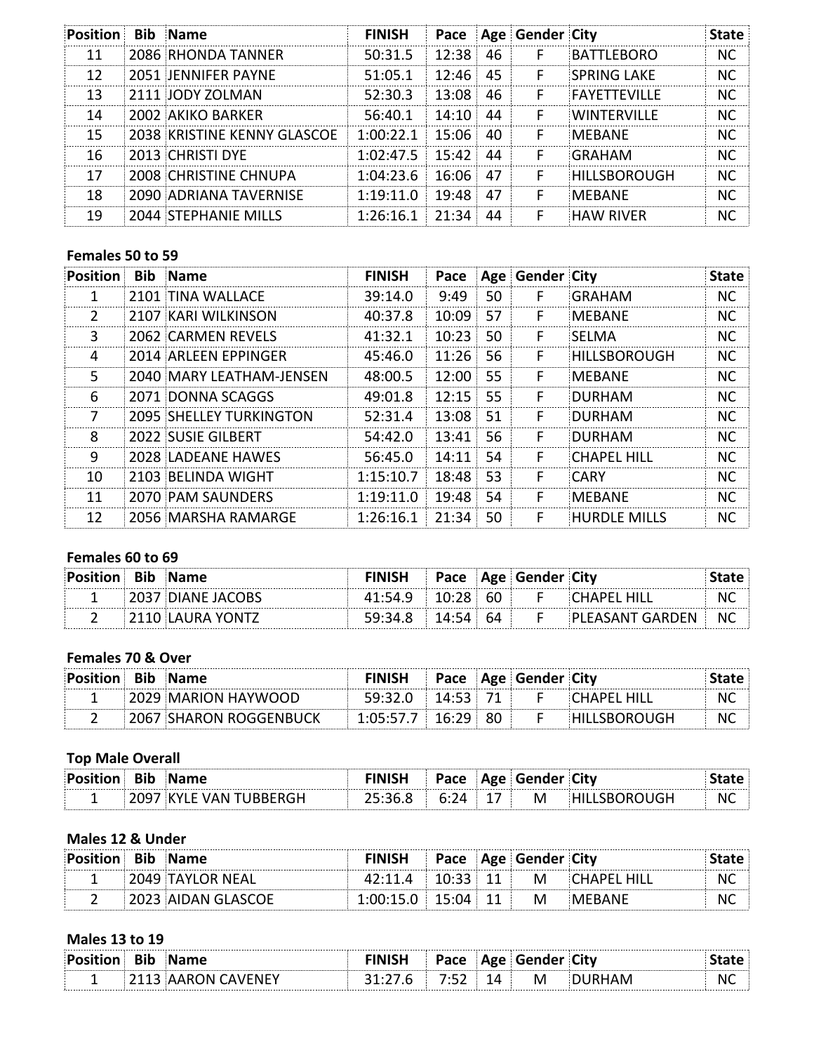| Position | Bib | Name | FINISH | Pace | Age | Gender | City | State |
|---|---|---|---|---|---|---|---|---|
| 11 | 2086 | RHONDA TANNER | 50:31.5 | 12:38 | 46 | F | BATTLEBORO | NC |
| 12 | 2051 | JENNIFER PAYNE | 51:05.1 | 12:46 | 45 | F | SPRING LAKE | NC |
| 13 | 2111 | JODY ZOLMAN | 52:30.3 | 13:08 | 46 | F | FAYETTEVILLE | NC |
| 14 | 2002 | AKIKO BARKER | 56:40.1 | 14:10 | 44 | F | WINTERVILLE | NC |
| 15 | 2038 | KRISTINE KENNY GLASCOE | 1:00:22.1 | 15:06 | 40 | F | MEBANE | NC |
| 16 | 2013 | CHRISTI DYE | 1:02:47.5 | 15:42 | 44 | F | GRAHAM | NC |
| 17 | 2008 | CHRISTINE CHNUPA | 1:04:23.6 | 16:06 | 47 | F | HILLSBOROUGH | NC |
| 18 | 2090 | ADRIANA TAVERNISE | 1:19:11.0 | 19:48 | 47 | F | MEBANE | NC |
| 19 | 2044 | STEPHANIE MILLS | 1:26:16.1 | 21:34 | 44 | F | HAW RIVER | NC |

### Females 50 to 59

| Position | Bib | Name | FINISH | Pace | Age | Gender | City | State |
|---|---|---|---|---|---|---|---|---|
| 1 | 2101 | TINA WALLACE | 39:14.0 | 9:49 | 50 | F | GRAHAM | NC |
| 2 | 2107 | KARI WILKINSON | 40:37.8 | 10:09 | 57 | F | MEBANE | NC |
| 3 | 2062 | CARMEN REVELS | 41:32.1 | 10:23 | 50 | F | SELMA | NC |
| 4 | 2014 | ARLEEN EPPINGER | 45:46.0 | 11:26 | 56 | F | HILLSBOROUGH | NC |
| 5 | 2040 | MARY LEATHAM-JENSEN | 48:00.5 | 12:00 | 55 | F | MEBANE | NC |
| 6 | 2071 | DONNA SCAGGS | 49:01.8 | 12:15 | 55 | F | DURHAM | NC |
| 7 | 2095 | SHELLEY TURKINGTON | 52:31.4 | 13:08 | 51 | F | DURHAM | NC |
| 8 | 2022 | SUSIE GILBERT | 54:42.0 | 13:41 | 56 | F | DURHAM | NC |
| 9 | 2028 | LADEANE HAWES | 56:45.0 | 14:11 | 54 | F | CHAPEL HILL | NC |
| 10 | 2103 | BELINDA WIGHT | 1:15:10.7 | 18:48 | 53 | F | CARY | NC |
| 11 | 2070 | PAM SAUNDERS | 1:19:11.0 | 19:48 | 54 | F | MEBANE | NC |
| 12 | 2056 | MARSHA RAMARGE | 1:26:16.1 | 21:34 | 50 | F | HURDLE MILLS | NC |

### Females 60 to 69

| Position | Bib | Name | FINISH | Pace | Age | Gender | City | State |
|---|---|---|---|---|---|---|---|---|
| 1 | 2037 | DIANE JACOBS | 41:54.9 | 10:28 | 60 | F | CHAPEL HILL | NC |
| 2 | 2110 | LAURA YONTZ | 59:34.8 | 14:54 | 64 | F | PLEASANT GARDEN | NC |

### Females 70 & Over

| Position | Bib | Name | FINISH | Pace | Age | Gender | City | State |
|---|---|---|---|---|---|---|---|---|
| 1 | 2029 | MARION HAYWOOD | 59:32.0 | 14:53 | 71 | F | CHAPEL HILL | NC |
| 2 | 2067 | SHARON ROGGENBUCK | 1:05:57.7 | 16:29 | 80 | F | HILLSBOROUGH | NC |

### Top Male Overall

| Position | Bib | Name | FINISH | Pace | Age | Gender | City | State |
|---|---|---|---|---|---|---|---|---|
| 1 | 2097 | KYLE VAN TUBBERGH | 25:36.8 | 6:24 | 17 | M | HILLSBOROUGH | NC |

### Males 12 & Under

| Position | Bib | Name | FINISH | Pace | Age | Gender | City | State |
|---|---|---|---|---|---|---|---|---|
| 1 | 2049 | TAYLOR NEAL | 42:11.4 | 10:33 | 11 | M | CHAPEL HILL | NC |
| 2 | 2023 | AIDAN GLASCOE | 1:00:15.0 | 15:04 | 11 | M | MEBANE | NC |

### Males 13 to 19

| Position | Bib | Name | FINISH | Pace | Age | Gender | City | State |
|---|---|---|---|---|---|---|---|---|
| 1 | 2113 | AARON CAVENEY | 31:27.6 | 7:52 | 14 | M | DURHAM | NC |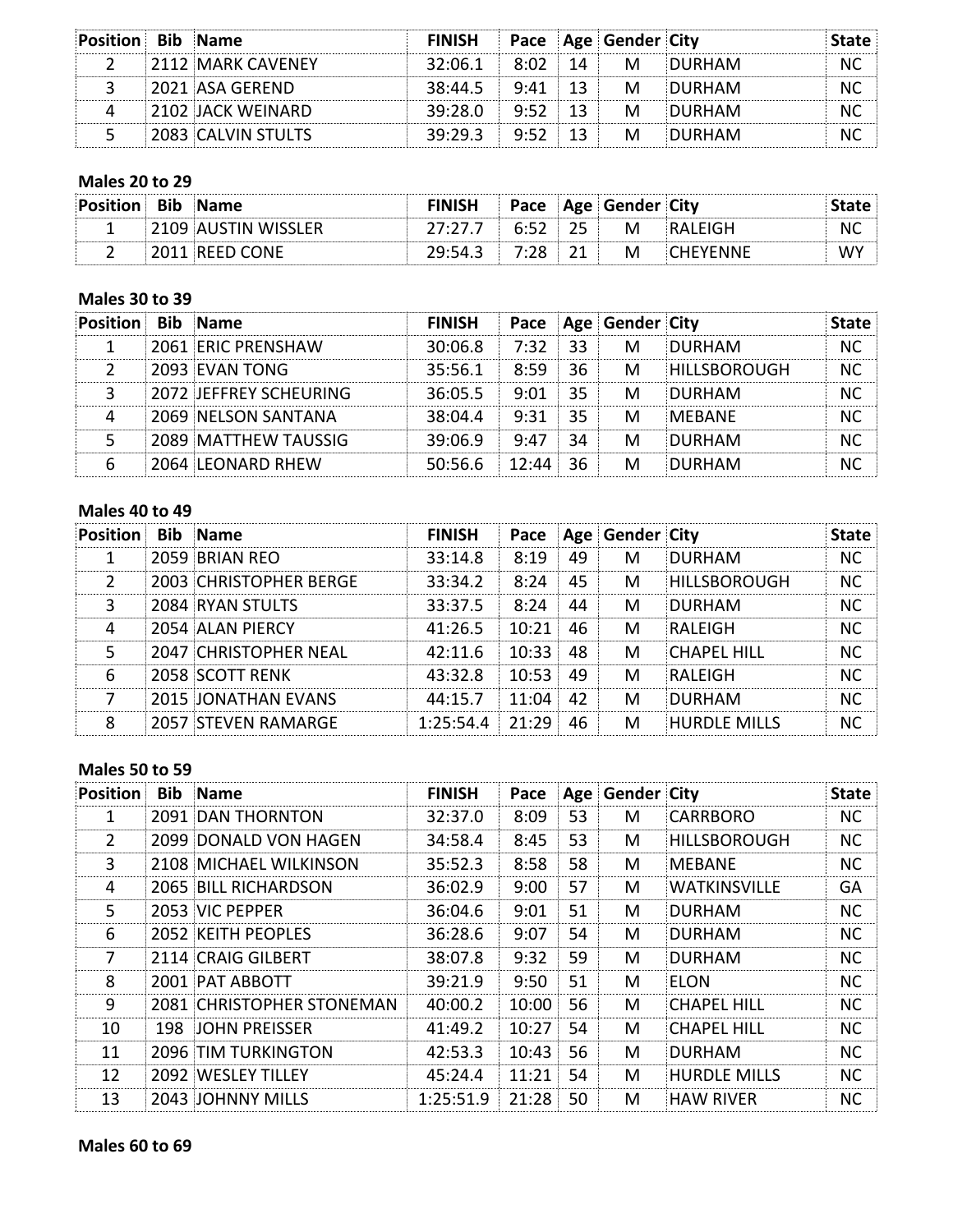| Position | Bib | Name | FINISH | Pace | Age | Gender | City | State |
|---|---|---|---|---|---|---|---|---|
| 2 | 2112 | MARK CAVENEY | 32:06.1 | 8:02 | 14 | M | DURHAM | NC |
| 3 | 2021 | ASA GEREND | 38:44.5 | 9:41 | 13 | M | DURHAM | NC |
| 4 | 2102 | JACK WEINARD | 39:28.0 | 9:52 | 13 | M | DURHAM | NC |
| 5 | 2083 | CALVIN STULTS | 39:29.3 | 9:52 | 13 | M | DURHAM | NC |

**Males 20 to 29**

| Position | Bib | Name | FINISH | Pace | Age | Gender | City | State |
|---|---|---|---|---|---|---|---|---|
| 1 | 2109 | AUSTIN WISSLER | 27:27.7 | 6:52 | 25 | M | RALEIGH | NC |
| 2 | 2011 | REED CONE | 29:54.3 | 7:28 | 21 | M | CHEYENNE | WY |

**Males 30 to 39**

| Position | Bib | Name | FINISH | Pace | Age | Gender | City | State |
|---|---|---|---|---|---|---|---|---|
| 1 | 2061 | ERIC PRENSHAW | 30:06.8 | 7:32 | 33 | M | DURHAM | NC |
| 2 | 2093 | EVAN TONG | 35:56.1 | 8:59 | 36 | M | HILLSBOROUGH | NC |
| 3 | 2072 | JEFFREY SCHEURING | 36:05.5 | 9:01 | 35 | M | DURHAM | NC |
| 4 | 2069 | NELSON SANTANA | 38:04.4 | 9:31 | 35 | M | MEBANE | NC |
| 5 | 2089 | MATTHEW TAUSSIG | 39:06.9 | 9:47 | 34 | M | DURHAM | NC |
| 6 | 2064 | LEONARD RHEW | 50:56.6 | 12:44 | 36 | M | DURHAM | NC |

**Males 40 to 49**

| Position | Bib | Name | FINISH | Pace | Age | Gender | City | State |
|---|---|---|---|---|---|---|---|---|
| 1 | 2059 | BRIAN REO | 33:14.8 | 8:19 | 49 | M | DURHAM | NC |
| 2 | 2003 | CHRISTOPHER BERGE | 33:34.2 | 8:24 | 45 | M | HILLSBOROUGH | NC |
| 3 | 2084 | RYAN STULTS | 33:37.5 | 8:24 | 44 | M | DURHAM | NC |
| 4 | 2054 | ALAN PIERCY | 41:26.5 | 10:21 | 46 | M | RALEIGH | NC |
| 5 | 2047 | CHRISTOPHER NEAL | 42:11.6 | 10:33 | 48 | M | CHAPEL HILL | NC |
| 6 | 2058 | SCOTT RENK | 43:32.8 | 10:53 | 49 | M | RALEIGH | NC |
| 7 | 2015 | JONATHAN EVANS | 44:15.7 | 11:04 | 42 | M | DURHAM | NC |
| 8 | 2057 | STEVEN RAMARGE | 1:25:54.4 | 21:29 | 46 | M | HURDLE MILLS | NC |

**Males 50 to 59**

| Position | Bib | Name | FINISH | Pace | Age | Gender | City | State |
|---|---|---|---|---|---|---|---|---|
| 1 | 2091 | DAN THORNTON | 32:37.0 | 8:09 | 53 | M | CARRBORO | NC |
| 2 | 2099 | DONALD VON HAGEN | 34:58.4 | 8:45 | 53 | M | HILLSBOROUGH | NC |
| 3 | 2108 | MICHAEL WILKINSON | 35:52.3 | 8:58 | 58 | M | MEBANE | NC |
| 4 | 2065 | BILL RICHARDSON | 36:02.9 | 9:00 | 57 | M | WATKINSVILLE | GA |
| 5 | 2053 | VIC PEPPER | 36:04.6 | 9:01 | 51 | M | DURHAM | NC |
| 6 | 2052 | KEITH PEOPLES | 36:28.6 | 9:07 | 54 | M | DURHAM | NC |
| 7 | 2114 | CRAIG GILBERT | 38:07.8 | 9:32 | 59 | M | DURHAM | NC |
| 8 | 2001 | PAT ABBOTT | 39:21.9 | 9:50 | 51 | M | ELON | NC |
| 9 | 2081 | CHRISTOPHER STONEMAN | 40:00.2 | 10:00 | 56 | M | CHAPEL HILL | NC |
| 10 | 198 | JOHN PREISSER | 41:49.2 | 10:27 | 54 | M | CHAPEL HILL | NC |
| 11 | 2096 | TIM TURKINGTON | 42:53.3 | 10:43 | 56 | M | DURHAM | NC |
| 12 | 2092 | WESLEY TILLEY | 45:24.4 | 11:21 | 54 | M | HURDLE MILLS | NC |
| 13 | 2043 | JOHNNY MILLS | 1:25:51.9 | 21:28 | 50 | M | HAW RIVER | NC |

**Males 60 to 69**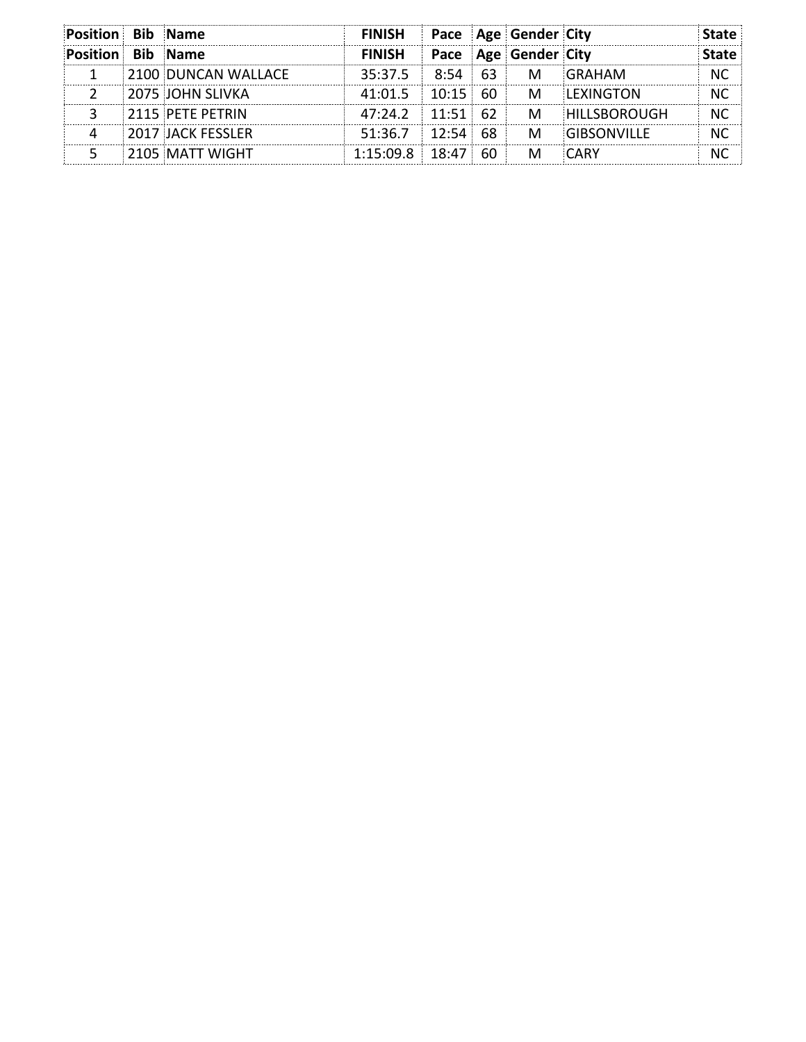| Position | Bib | Name | FINISH | Pace | Age | Gender | City | State |
|---|---|---|---|---|---|---|---|---|
| Position | Bib | Name | FINISH | Pace | Age | Gender | City | State |
| 1 | 2100 | DUNCAN WALLACE | 35:37.5 | 8:54 | 63 | M | GRAHAM | NC |
| 2 | 2075 | JOHN SLIVKA | 41:01.5 | 10:15 | 60 | M | LEXINGTON | NC |
| 3 | 2115 | PETE PETRIN | 47:24.2 | 11:51 | 62 | M | HILLSBOROUGH | NC |
| 4 | 2017 | JACK FESSLER | 51:36.7 | 12:54 | 68 | M | GIBSONVILLE | NC |
| 5 | 2105 | MATT WIGHT | 1:15:09.8 | 18:47 | 60 | M | CARY | NC |